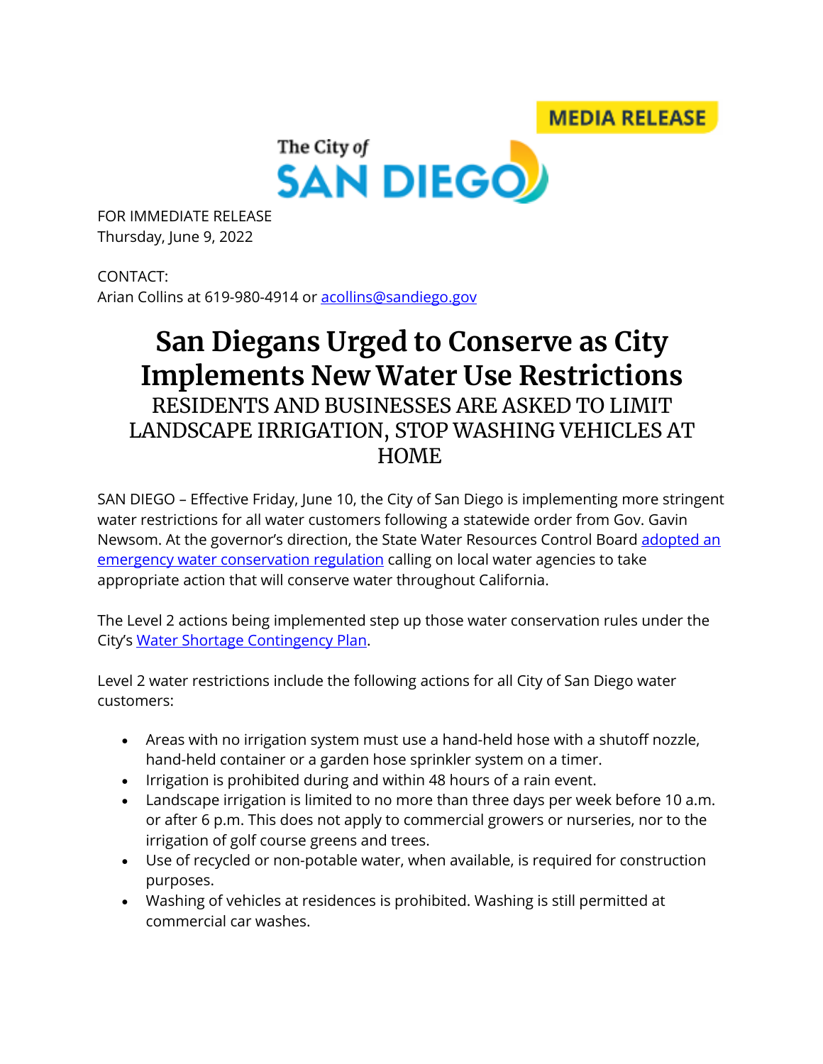MEDIA RELEASE

The City of SAN DIEGO

FOR IMMEDIATE RELEASE
Thursday, June 9, 2022

CONTACT:
Arian Collins at 619-980-4914 or [acollins@sandiego.gov](mailto:acollins@sandiego.gov)

# San Diegans Urged to Conserve as City Implements New Water Use Restrictions

## RESIDENTS AND BUSINESSES ARE ASKED TO LIMIT LANDSCAPE IRRIGATION, STOP WASHING VEHICLES AT HOME

SAN DIEGO – Effective Friday, June 10, the City of San Diego is implementing more stringent water restrictions for all water customers following a statewide order from Gov. Gavin Newsom. At the governor's direction, the State Water Resources Control Board adopted an emergency water conservation regulation calling on local water agencies to take appropriate action that will conserve water throughout California.

The Level 2 actions being implemented step up those water conservation rules under the City's Water Shortage Contingency Plan.

Level 2 water restrictions include the following actions for all City of San Diego water customers:

- Areas with no irrigation system must use a hand-held hose with a shutoff nozzle, hand-held container or a garden hose sprinkler system on a timer.
- Irrigation is prohibited during and within 48 hours of a rain event.
- Landscape irrigation is limited to no more than three days per week before 10 a.m. or after 6 p.m. This does not apply to commercial growers or nurseries, nor to the irrigation of golf course greens and trees.
- Use of recycled or non-potable water, when available, is required for construction purposes.
- Washing of vehicles at residences is prohibited. Washing is still permitted at commercial car washes.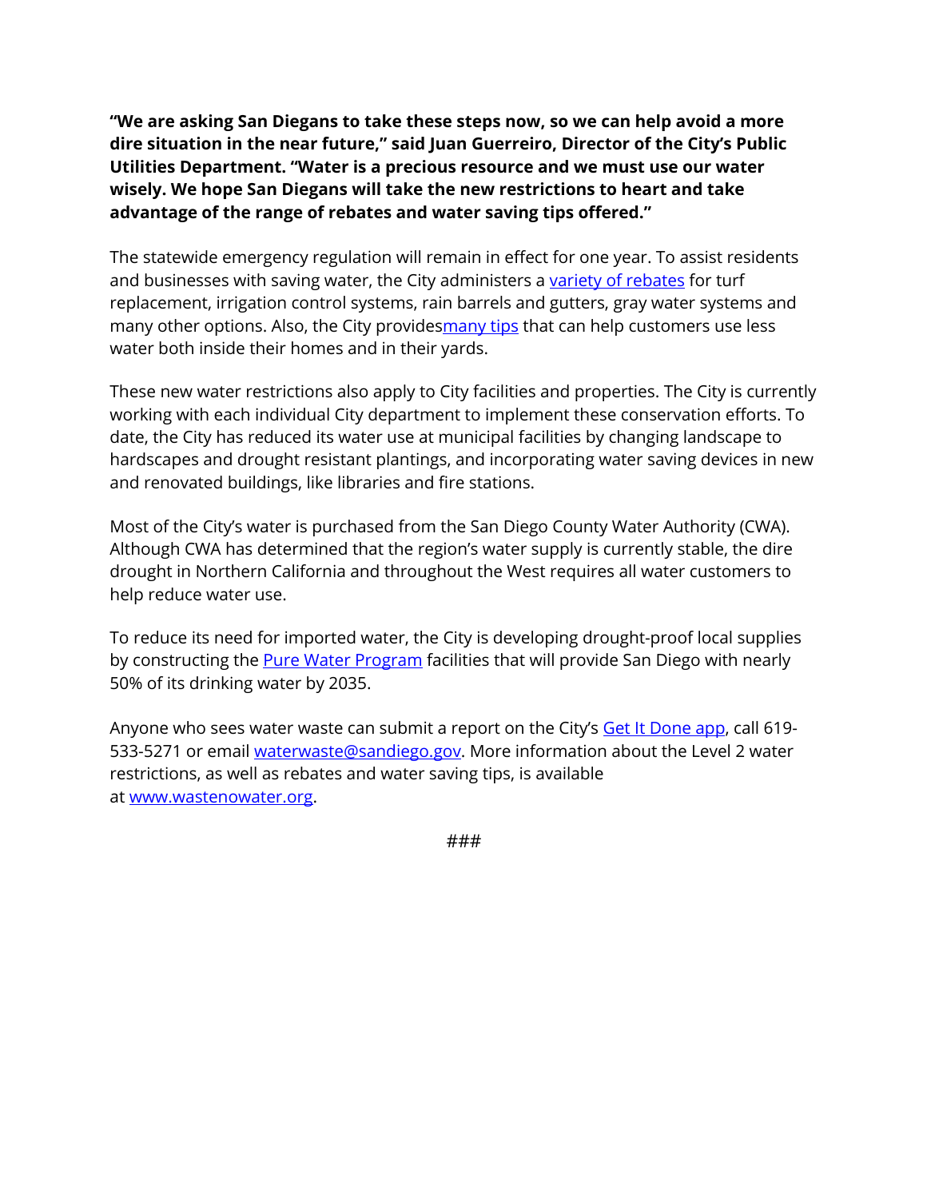**"We are asking San Diegans to take these steps now, so we can help avoid a more dire situation in the near future," said Juan Guerreiro, Director of the City's Public Utilities Department. "Water is a precious resource and we must use our water wisely. We hope San Diegans will take the new restrictions to heart and take advantage of the range of rebates and water saving tips offered."**

The statewide emergency regulation will remain in effect for one year. To assist residents and businesses with saving water, the City administers a variety of rebates for turf replacement, irrigation control systems, rain barrels and gutters, gray water systems and many other options. Also, the City providesmany tips that can help customers use less water both inside their homes and in their yards.

These new water restrictions also apply to City facilities and properties. The City is currently working with each individual City department to implement these conservation efforts. To date, the City has reduced its water use at municipal facilities by changing landscape to hardscapes and drought resistant plantings, and incorporating water saving devices in new and renovated buildings, like libraries and fire stations.

Most of the City's water is purchased from the San Diego County Water Authority (CWA). Although CWA has determined that the region's water supply is currently stable, the dire drought in Northern California and throughout the West requires all water customers to help reduce water use.

To reduce its need for imported water, the City is developing drought-proof local supplies by constructing the Pure Water Program facilities that will provide San Diego with nearly 50% of its drinking water by 2035.

Anyone who sees water waste can submit a report on the City's Get It Done app, call 619-533-5271 or email waterwaste@sandiego.gov. More information about the Level 2 water restrictions, as well as rebates and water saving tips, is available at www.wastenowater.org.

###